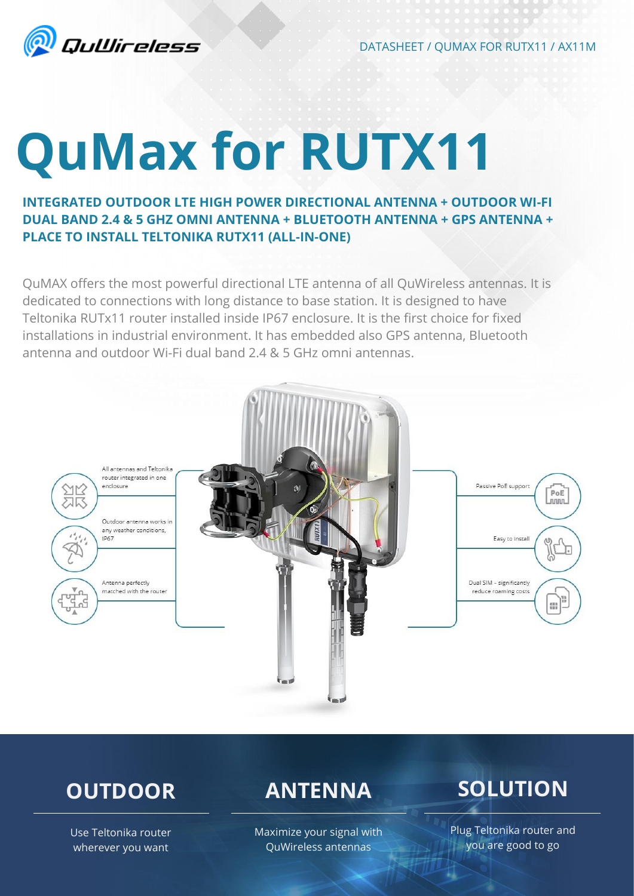DATASHEET / QUMAX FOR RUTX11 / AX11M

# QuMax for RUTX11

**INTEGRATED OUTDOOR LTE HIGH POWER DIRECTIONAL ANTENNA + OUTDOOR WI-FI DUAL BAND 2.4 & 5 GHZ OMNI ANTENNA + BLUETOOTH ANTENNA + GPS ANTENNA + PLACE TO INSTALL TELTONIKA RUTX11 (ALL-IN-ONE)**

QuMAX offers the most powerful directional LTE antenna of all QuWireless antennas. It is dedicated to connections with long distance to base station. It is designed to have Teltonika RUTx11 router installed inside IP67 enclosure. It is the first choice for fixed installations in industrial environment. It has embedded also GPS antenna, Bluetooth antenna and outdoor Wi-Fi dual band 2.4 & 5 GHz omni antennas.

- All antennas and Teltonika router integrated in one enclosure
- Outdoor antenna works in any weather conditions, IP67
- Antenna perfectly matched with the router
- Passive PoE support
- Easy to install
- Dual SIM - significantly reduce roaming costs

## OUTDOOR

Use Teltonika router wherever you want

## ANTENNA

Maximize your signal with QuWireless antennas

## SOLUTION

Plug Teltonika router and you are good to go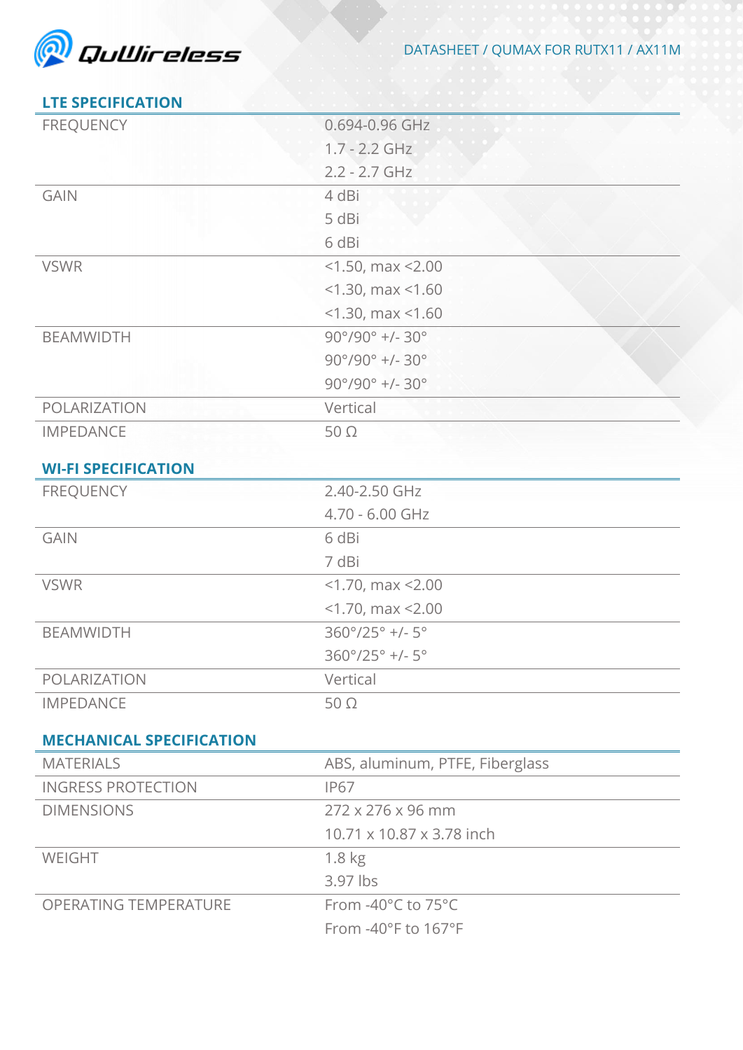## LTE SPECIFICATION

| | |
|---|---|
| FREQUENCY | 0.694-0.96 GHz<br>1.7 - 2.2 GHz<br>2.2 - 2.7 GHz |
| GAIN | 4 dBi<br>5 dBi<br>6 dBi |
| VSWR | <1.50, max <2.00<br><1.30, max <1.60<br><1.30, max <1.60 |
| BEAMWIDTH | 90°/90° +/- 30°<br>90°/90° +/- 30°<br>90°/90° +/- 30° |
| POLARIZATION | Vertical |
| IMPEDANCE | 50 Ω |

## WI-FI SPECIFICATION

| | |
|---|---|
| FREQUENCY | 2.40-2.50 GHz<br>4.70 - 6.00 GHz |
| GAIN | 6 dBi<br>7 dBi |
| VSWR | <1.70, max <2.00<br><1.70, max <2.00 |
| BEAMWIDTH | 360°/25° +/- 5°<br>360°/25° +/- 5° |
| POLARIZATION | Vertical |
| IMPEDANCE | 50 Ω |

## MECHANICAL SPECIFICATION

| | |
|---|---|
| MATERIALS | ABS, aluminum, PTFE, Fiberglass |
| INGRESS PROTECTION | IP67 |
| DIMENSIONS | 272 x 276 x 96 mm<br>10.71 x 10.87 x 3.78 inch |
| WEIGHT | 1.8 kg<br>3.97 lbs |
| OPERATING TEMPERATURE | From -40°C to 75°C<br>From -40°F to 167°F |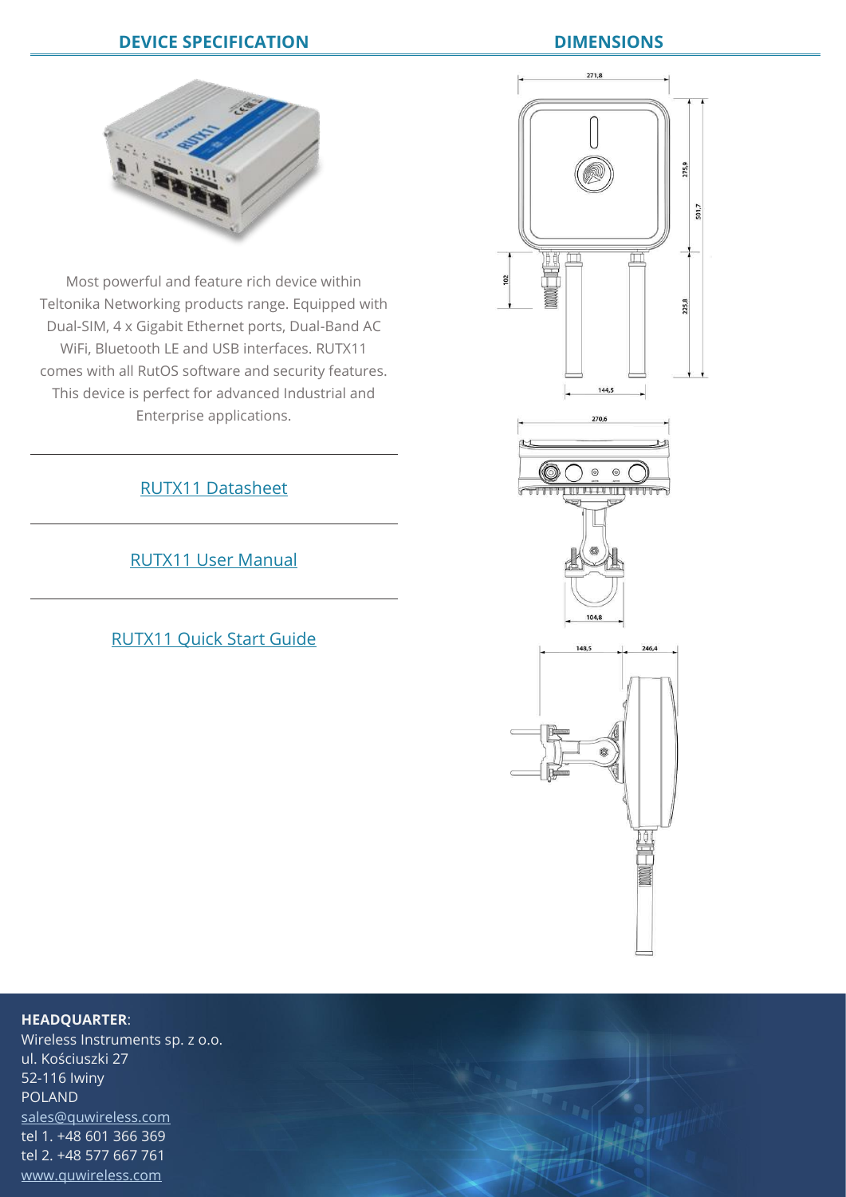## DEVICE SPECIFICATION

Most powerful and feature rich device within Teltonika Networking products range. Equipped with Dual-SIM, 4 x Gigabit Ethernet ports, Dual-Band AC WiFi, Bluetooth LE and USB interfaces. RUTX11 comes with all RutOS software and security features. This device is perfect for advanced Industrial and Enterprise applications.

RUTX11 Datasheet

RUTX11 User Manual

RUTX11 Quick Start Guide

## DIMENSIONS

271,8
275,9
501,7
102
225,8
144,5
270,6
104,8
148,5
246,4

**HEADQUARTER**:
Wireless Instruments sp. z o.o.
ul. Kościuszki 27
52-116 Iwiny
POLAND
sales@quwireless.com
tel 1. +48 601 366 369
tel 2. +48 577 667 761
www.quwireless.com